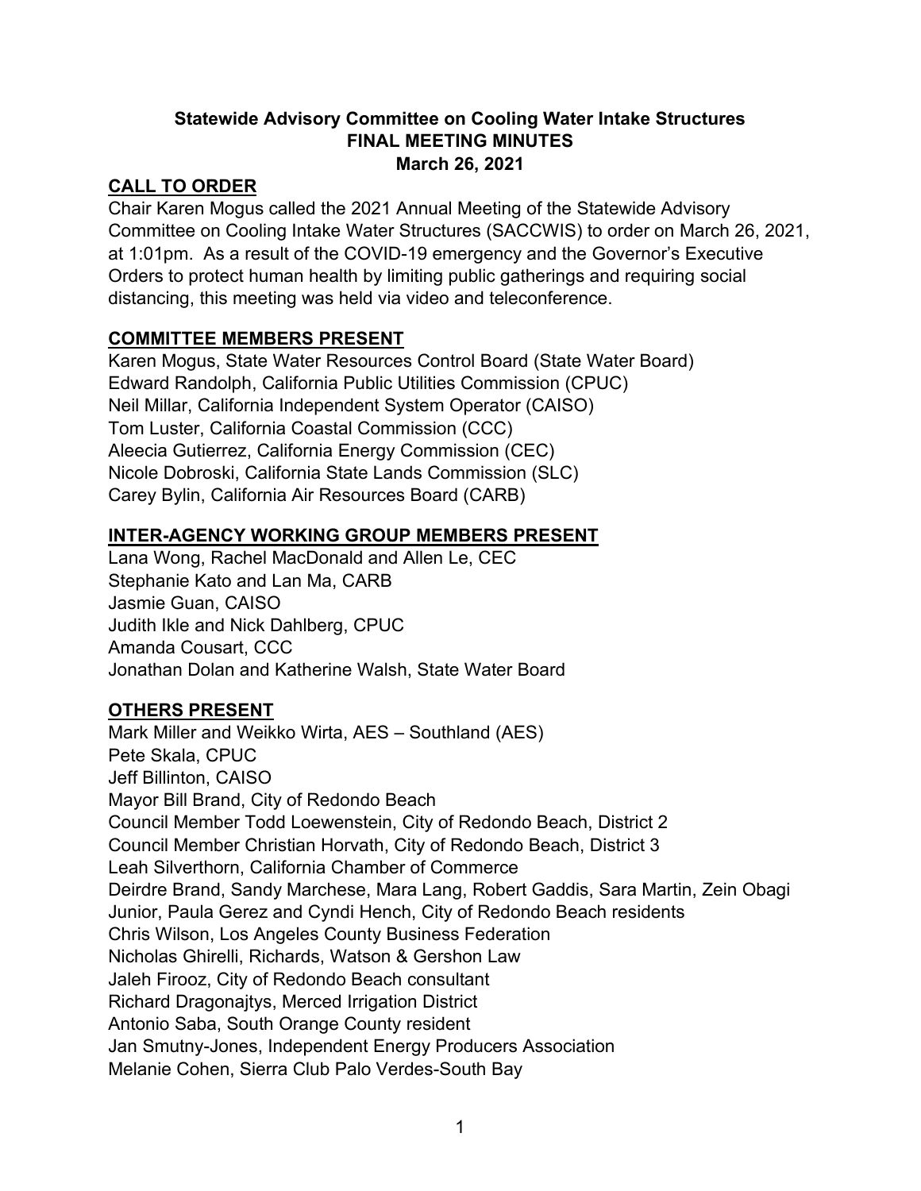**Statewide Advisory Committee on Cooling Water Intake Structures**
**FINAL MEETING MINUTES**
**March 26, 2021**

## CALL TO ORDER

Chair Karen Mogus called the 2021 Annual Meeting of the Statewide Advisory Committee on Cooling Intake Water Structures (SACCWIS) to order on March 26, 2021, at 1:01pm. As a result of the COVID-19 emergency and the Governor's Executive Orders to protect human health by limiting public gatherings and requiring social distancing, this meeting was held via video and teleconference.

## COMMITTEE MEMBERS PRESENT

Karen Mogus, State Water Resources Control Board (State Water Board)
Edward Randolph, California Public Utilities Commission (CPUC)
Neil Millar, California Independent System Operator (CAISO)
Tom Luster, California Coastal Commission (CCC)
Aleecia Gutierrez, California Energy Commission (CEC)
Nicole Dobroski, California State Lands Commission (SLC)
Carey Bylin, California Air Resources Board (CARB)

## INTER-AGENCY WORKING GROUP MEMBERS PRESENT

Lana Wong, Rachel MacDonald and Allen Le, CEC
Stephanie Kato and Lan Ma, CARB
Jasmie Guan, CAISO
Judith Ikle and Nick Dahlberg, CPUC
Amanda Cousart, CCC
Jonathan Dolan and Katherine Walsh, State Water Board

## OTHERS PRESENT

Mark Miller and Weikko Wirta, AES – Southland (AES)
Pete Skala, CPUC
Jeff Billinton, CAISO
Mayor Bill Brand, City of Redondo Beach
Council Member Todd Loewenstein, City of Redondo Beach, District 2
Council Member Christian Horvath, City of Redondo Beach, District 3
Leah Silverthorn, California Chamber of Commerce
Deirdre Brand, Sandy Marchese, Mara Lang, Robert Gaddis, Sara Martin, Zein Obagi Junior, Paula Gerez and Cyndi Hench, City of Redondo Beach residents
Chris Wilson, Los Angeles County Business Federation
Nicholas Ghirelli, Richards, Watson & Gershon Law
Jaleh Firooz, City of Redondo Beach consultant
Richard Dragonajtys, Merced Irrigation District
Antonio Saba, South Orange County resident
Jan Smutny-Jones, Independent Energy Producers Association
Melanie Cohen, Sierra Club Palo Verdes-South Bay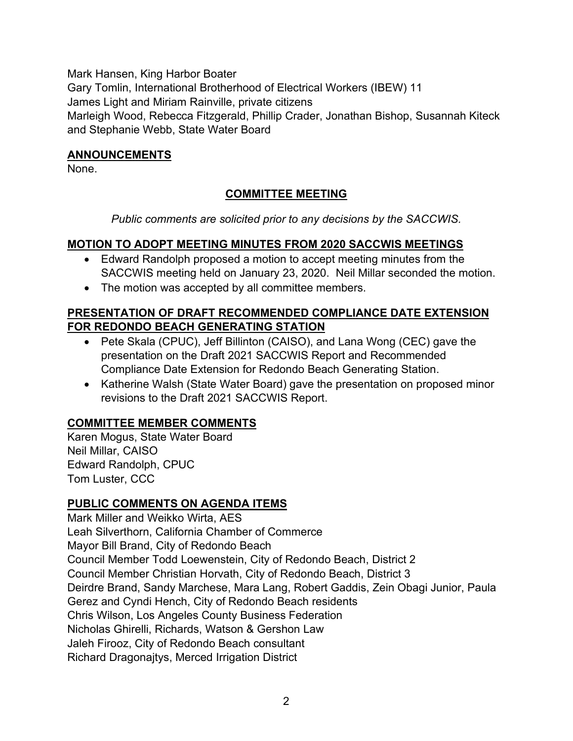Mark Hansen, King Harbor Boater
Gary Tomlin, International Brotherhood of Electrical Workers (IBEW) 11
James Light and Miriam Rainville, private citizens
Marleigh Wood, Rebecca Fitzgerald, Phillip Crader, Jonathan Bishop, Susannah Kiteck and Stephanie Webb, State Water Board

## ANNOUNCEMENTS

None.

## COMMITTEE MEETING

*Public comments are solicited prior to any decisions by the SACCWIS.*

## MOTION TO ADOPT MEETING MINUTES FROM 2020 SACCWIS MEETINGS

- Edward Randolph proposed a motion to accept meeting minutes from the SACCWIS meeting held on January 23, 2020. Neil Millar seconded the motion.
- The motion was accepted by all committee members.

## PRESENTATION OF DRAFT RECOMMENDED COMPLIANCE DATE EXTENSION FOR REDONDO BEACH GENERATING STATION

- Pete Skala (CPUC), Jeff Billinton (CAISO), and Lana Wong (CEC) gave the presentation on the Draft 2021 SACCWIS Report and Recommended Compliance Date Extension for Redondo Beach Generating Station.
- Katherine Walsh (State Water Board) gave the presentation on proposed minor revisions to the Draft 2021 SACCWIS Report.

## COMMITTEE MEMBER COMMENTS

Karen Mogus, State Water Board
Neil Millar, CAISO
Edward Randolph, CPUC
Tom Luster, CCC

## PUBLIC COMMENTS ON AGENDA ITEMS

Mark Miller and Weikko Wirta, AES
Leah Silverthorn, California Chamber of Commerce
Mayor Bill Brand, City of Redondo Beach
Council Member Todd Loewenstein, City of Redondo Beach, District 2
Council Member Christian Horvath, City of Redondo Beach, District 3
Deirdre Brand, Sandy Marchese, Mara Lang, Robert Gaddis, Zein Obagi Junior, Paula Gerez and Cyndi Hench, City of Redondo Beach residents
Chris Wilson, Los Angeles County Business Federation
Nicholas Ghirelli, Richards, Watson & Gershon Law
Jaleh Firooz, City of Redondo Beach consultant
Richard Dragonajtys, Merced Irrigation District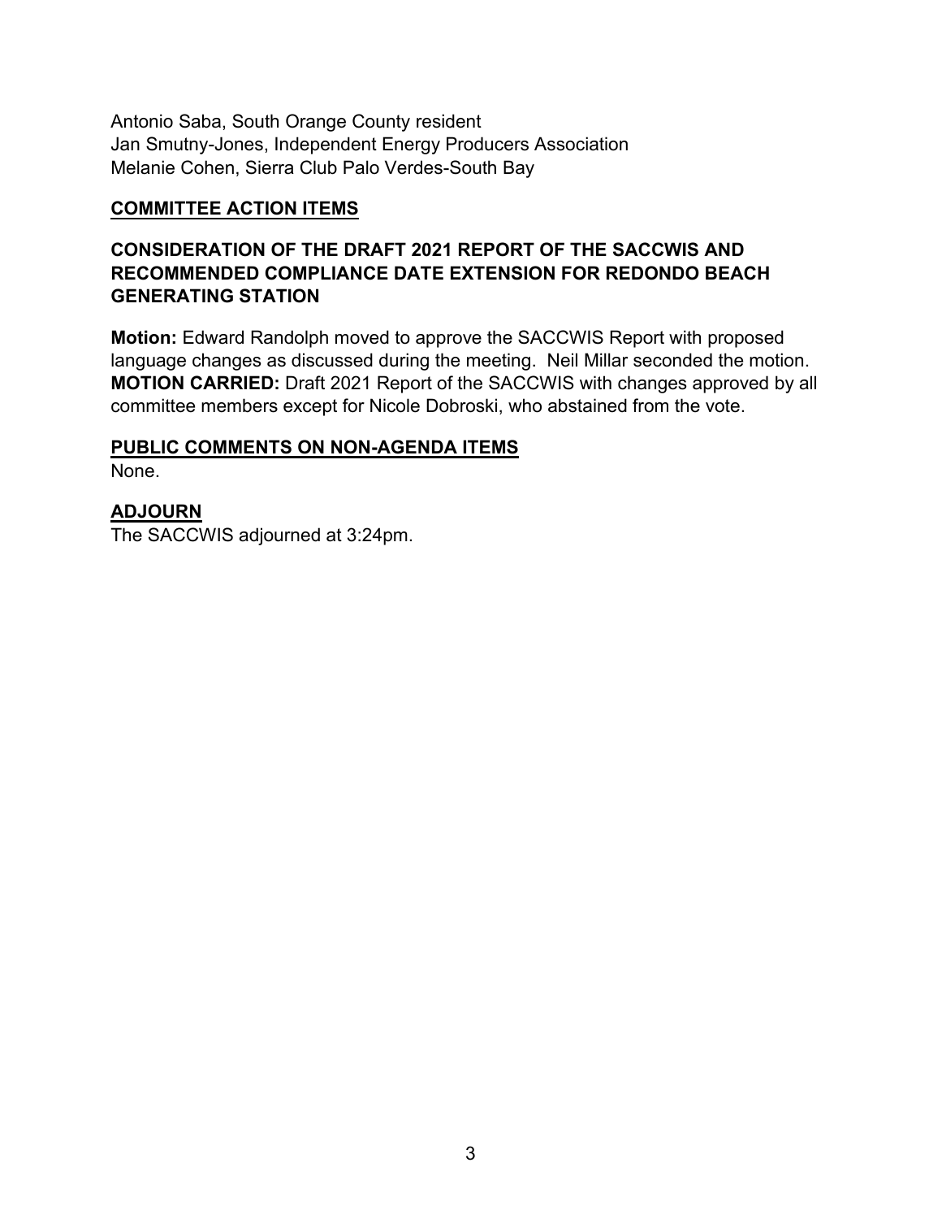Antonio Saba, South Orange County resident
Jan Smutny-Jones, Independent Energy Producers Association
Melanie Cohen, Sierra Club Palo Verdes-South Bay

## COMMITTEE ACTION ITEMS

### CONSIDERATION OF THE DRAFT 2021 REPORT OF THE SACCWIS AND RECOMMENDED COMPLIANCE DATE EXTENSION FOR REDONDO BEACH GENERATING STATION

**Motion:** Edward Randolph moved to approve the SACCWIS Report with proposed language changes as discussed during the meeting. Neil Millar seconded the motion.
**MOTION CARRIED:** Draft 2021 Report of the SACCWIS with changes approved by all committee members except for Nicole Dobroski, who abstained from the vote.

## PUBLIC COMMENTS ON NON-AGENDA ITEMS

None.

## ADJOURN

The SACCWIS adjourned at 3:24pm.